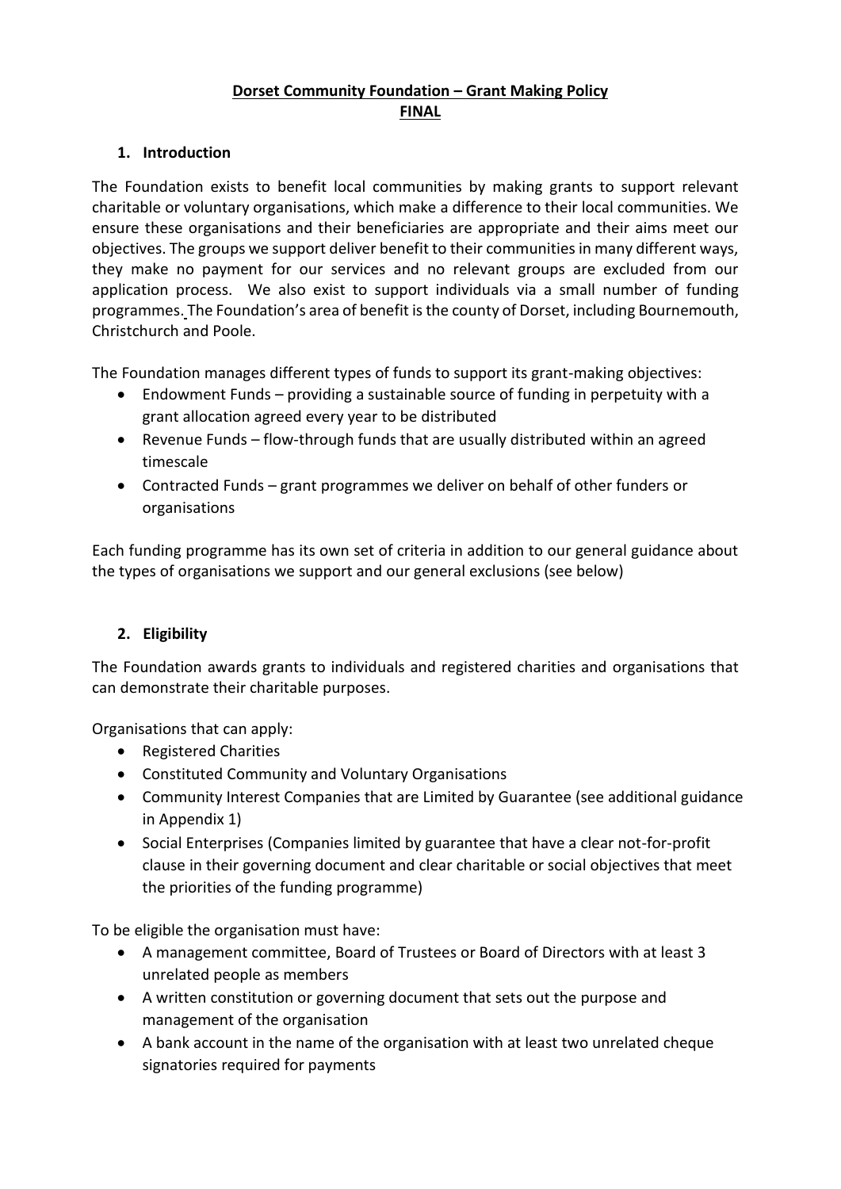# Dorset Community Foundation – Grant Making Policy
## FINAL

## 1. Introduction

The Foundation exists to benefit local communities by making grants to support relevant charitable or voluntary organisations, which make a difference to their local communities. We ensure these organisations and their beneficiaries are appropriate and their aims meet our objectives. The groups we support deliver benefit to their communities in many different ways, they make no payment for our services and no relevant groups are excluded from our application process. We also exist to support individuals via a small number of funding programmes. The Foundation's area of benefit is the county of Dorset, including Bournemouth, Christchurch and Poole.

The Foundation manages different types of funds to support its grant-making objectives:

- Endowment Funds – providing a sustainable source of funding in perpetuity with a grant allocation agreed every year to be distributed
- Revenue Funds – flow-through funds that are usually distributed within an agreed timescale
- Contracted Funds – grant programmes we deliver on behalf of other funders or organisations

Each funding programme has its own set of criteria in addition to our general guidance about the types of organisations we support and our general exclusions (see below)

## 2. Eligibility

The Foundation awards grants to individuals and registered charities and organisations that can demonstrate their charitable purposes.

Organisations that can apply:

- Registered Charities
- Constituted Community and Voluntary Organisations
- Community Interest Companies that are Limited by Guarantee (see additional guidance in Appendix 1)
- Social Enterprises (Companies limited by guarantee that have a clear not-for-profit clause in their governing document and clear charitable or social objectives that meet the priorities of the funding programme)

To be eligible the organisation must have:

- A management committee, Board of Trustees or Board of Directors with at least 3 unrelated people as members
- A written constitution or governing document that sets out the purpose and management of the organisation
- A bank account in the name of the organisation with at least two unrelated cheque signatories required for payments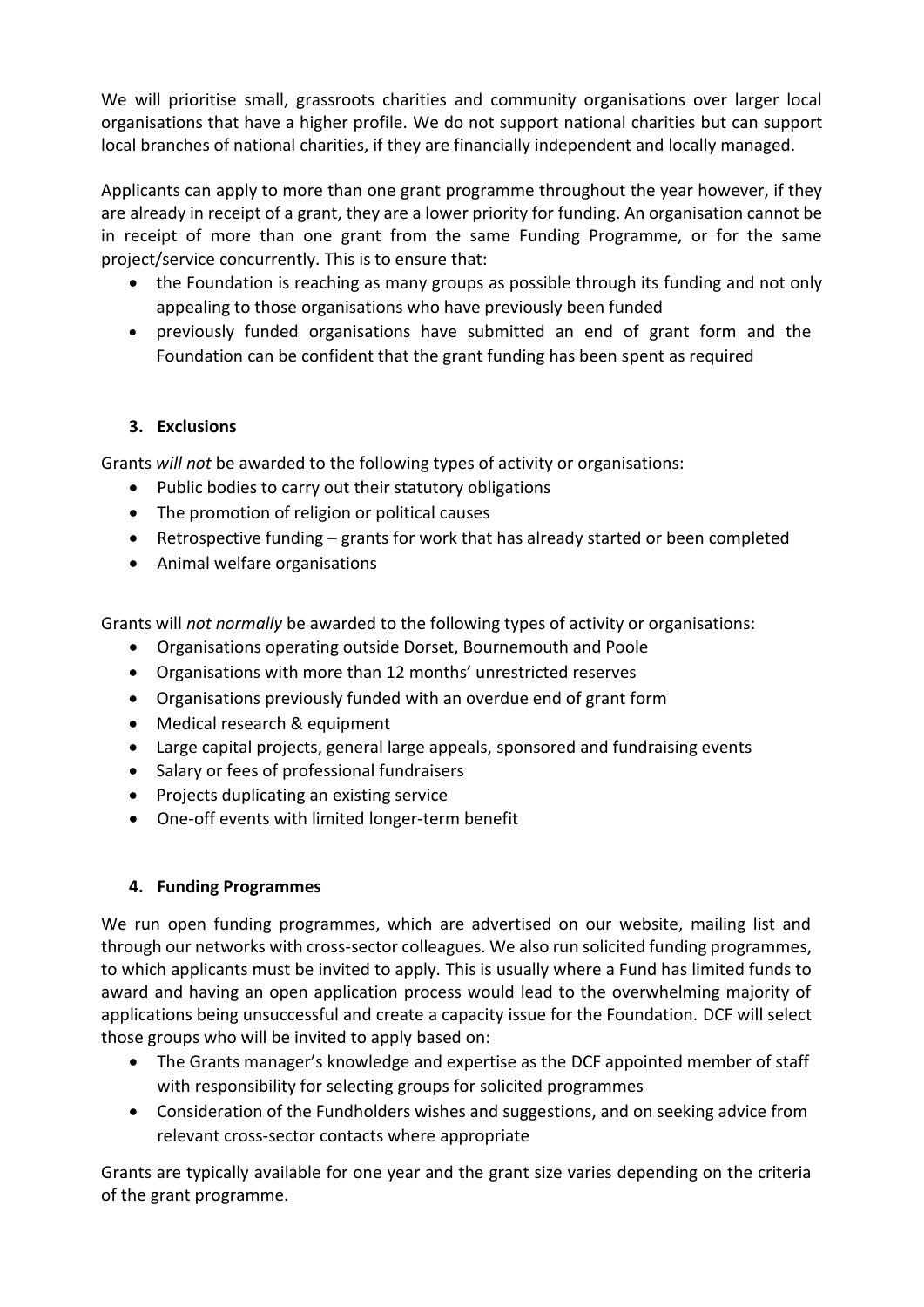We will prioritise small, grassroots charities and community organisations over larger local organisations that have a higher profile. We do not support national charities but can support local branches of national charities, if they are financially independent and locally managed.

Applicants can apply to more than one grant programme throughout the year however, if they are already in receipt of a grant, they are a lower priority for funding. An organisation cannot be in receipt of more than one grant from the same Funding Programme, or for the same project/service concurrently. This is to ensure that:

- the Foundation is reaching as many groups as possible through its funding and not only appealing to those organisations who have previously been funded
- previously funded organisations have submitted an end of grant form and the Foundation can be confident that the grant funding has been spent as required

### 3. Exclusions

Grants *will not* be awarded to the following types of activity or organisations:

- Public bodies to carry out their statutory obligations
- The promotion of religion or political causes
- Retrospective funding – grants for work that has already started or been completed
- Animal welfare organisations

Grants will *not normally* be awarded to the following types of activity or organisations:

- Organisations operating outside Dorset, Bournemouth and Poole
- Organisations with more than 12 months' unrestricted reserves
- Organisations previously funded with an overdue end of grant form
- Medical research & equipment
- Large capital projects, general large appeals, sponsored and fundraising events
- Salary or fees of professional fundraisers
- Projects duplicating an existing service
- One-off events with limited longer-term benefit

### 4. Funding Programmes

We run open funding programmes, which are advertised on our website, mailing list and through our networks with cross-sector colleagues. We also run solicited funding programmes, to which applicants must be invited to apply. This is usually where a Fund has limited funds to award and having an open application process would lead to the overwhelming majority of applications being unsuccessful and create a capacity issue for the Foundation. DCF will select those groups who will be invited to apply based on:

- The Grants manager's knowledge and expertise as the DCF appointed member of staff with responsibility for selecting groups for solicited programmes
- Consideration of the Fundholders wishes and suggestions, and on seeking advice from relevant cross-sector contacts where appropriate

Grants are typically available for one year and the grant size varies depending on the criteria of the grant programme.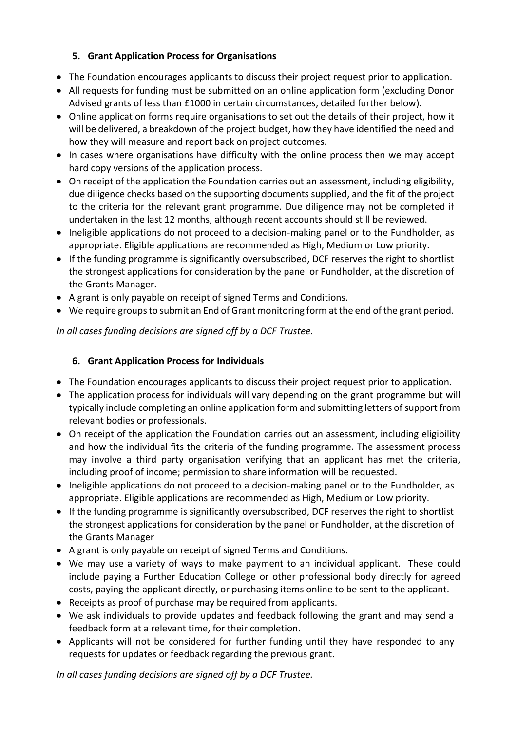## 5. Grant Application Process for Organisations

- The Foundation encourages applicants to discuss their project request prior to application.
- All requests for funding must be submitted on an online application form (excluding Donor Advised grants of less than £1000 in certain circumstances, detailed further below).
- Online application forms require organisations to set out the details of their project, how it will be delivered, a breakdown of the project budget, how they have identified the need and how they will measure and report back on project outcomes.
- In cases where organisations have difficulty with the online process then we may accept hard copy versions of the application process.
- On receipt of the application the Foundation carries out an assessment, including eligibility, due diligence checks based on the supporting documents supplied, and the fit of the project to the criteria for the relevant grant programme. Due diligence may not be completed if undertaken in the last 12 months, although recent accounts should still be reviewed.
- Ineligible applications do not proceed to a decision-making panel or to the Fundholder, as appropriate. Eligible applications are recommended as High, Medium or Low priority.
- If the funding programme is significantly oversubscribed, DCF reserves the right to shortlist the strongest applications for consideration by the panel or Fundholder, at the discretion of the Grants Manager.
- A grant is only payable on receipt of signed Terms and Conditions.
- We require groups to submit an End of Grant monitoring form at the end of the grant period.

*In all cases funding decisions are signed off by a DCF Trustee.*

## 6. Grant Application Process for Individuals

- The Foundation encourages applicants to discuss their project request prior to application.
- The application process for individuals will vary depending on the grant programme but will typically include completing an online application form and submitting letters of support from relevant bodies or professionals.
- On receipt of the application the Foundation carries out an assessment, including eligibility and how the individual fits the criteria of the funding programme. The assessment process may involve a third party organisation verifying that an applicant has met the criteria, including proof of income; permission to share information will be requested.
- Ineligible applications do not proceed to a decision-making panel or to the Fundholder, as appropriate. Eligible applications are recommended as High, Medium or Low priority.
- If the funding programme is significantly oversubscribed, DCF reserves the right to shortlist the strongest applications for consideration by the panel or Fundholder, at the discretion of the Grants Manager
- A grant is only payable on receipt of signed Terms and Conditions.
- We may use a variety of ways to make payment to an individual applicant. These could include paying a Further Education College or other professional body directly for agreed costs, paying the applicant directly, or purchasing items online to be sent to the applicant.
- Receipts as proof of purchase may be required from applicants.
- We ask individuals to provide updates and feedback following the grant and may send a feedback form at a relevant time, for their completion.
- Applicants will not be considered for further funding until they have responded to any requests for updates or feedback regarding the previous grant.

*In all cases funding decisions are signed off by a DCF Trustee.*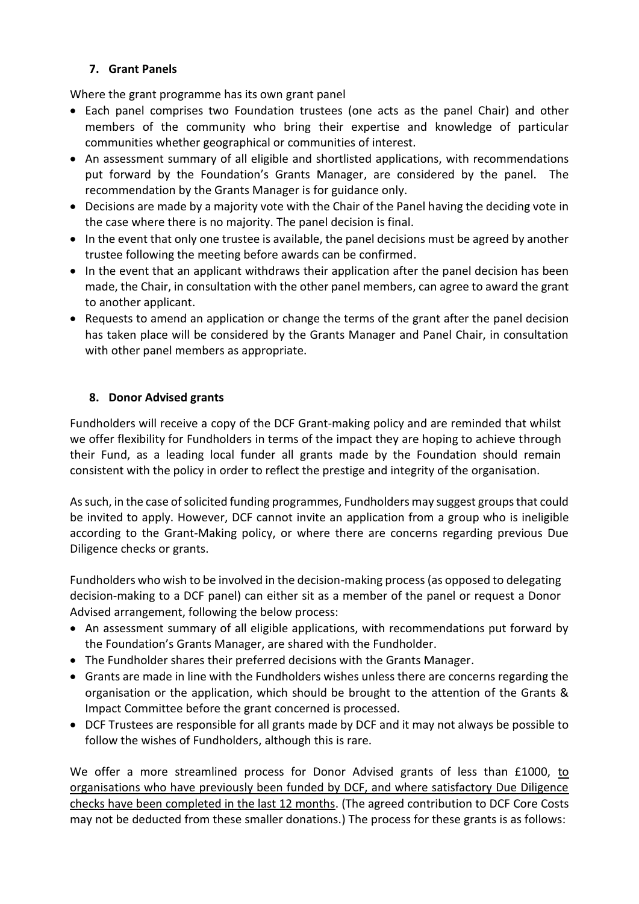## 7. Grant Panels

Where the grant programme has its own grant panel

- Each panel comprises two Foundation trustees (one acts as the panel Chair) and other members of the community who bring their expertise and knowledge of particular communities whether geographical or communities of interest.
- An assessment summary of all eligible and shortlisted applications, with recommendations put forward by the Foundation's Grants Manager, are considered by the panel. The recommendation by the Grants Manager is for guidance only.
- Decisions are made by a majority vote with the Chair of the Panel having the deciding vote in the case where there is no majority. The panel decision is final.
- In the event that only one trustee is available, the panel decisions must be agreed by another trustee following the meeting before awards can be confirmed.
- In the event that an applicant withdraws their application after the panel decision has been made, the Chair, in consultation with the other panel members, can agree to award the grant to another applicant.
- Requests to amend an application or change the terms of the grant after the panel decision has taken place will be considered by the Grants Manager and Panel Chair, in consultation with other panel members as appropriate.

## 8. Donor Advised grants

Fundholders will receive a copy of the DCF Grant-making policy and are reminded that whilst we offer flexibility for Fundholders in terms of the impact they are hoping to achieve through their Fund, as a leading local funder all grants made by the Foundation should remain consistent with the policy in order to reflect the prestige and integrity of the organisation.

As such, in the case of solicited funding programmes, Fundholders may suggest groups that could be invited to apply. However, DCF cannot invite an application from a group who is ineligible according to the Grant-Making policy, or where there are concerns regarding previous Due Diligence checks or grants.

Fundholders who wish to be involved in the decision-making process (as opposed to delegating decision-making to a DCF panel) can either sit as a member of the panel or request a Donor Advised arrangement, following the below process:

- An assessment summary of all eligible applications, with recommendations put forward by the Foundation's Grants Manager, are shared with the Fundholder.
- The Fundholder shares their preferred decisions with the Grants Manager.
- Grants are made in line with the Fundholders wishes unless there are concerns regarding the organisation or the application, which should be brought to the attention of the Grants & Impact Committee before the grant concerned is processed.
- DCF Trustees are responsible for all grants made by DCF and it may not always be possible to follow the wishes of Fundholders, although this is rare.

We offer a more streamlined process for Donor Advised grants of less than £1000, <u>to organisations who have previously been funded by DCF, and where satisfactory Due Diligence checks have been completed in the last 12 months</u>. (The agreed contribution to DCF Core Costs may not be deducted from these smaller donations.) The process for these grants is as follows: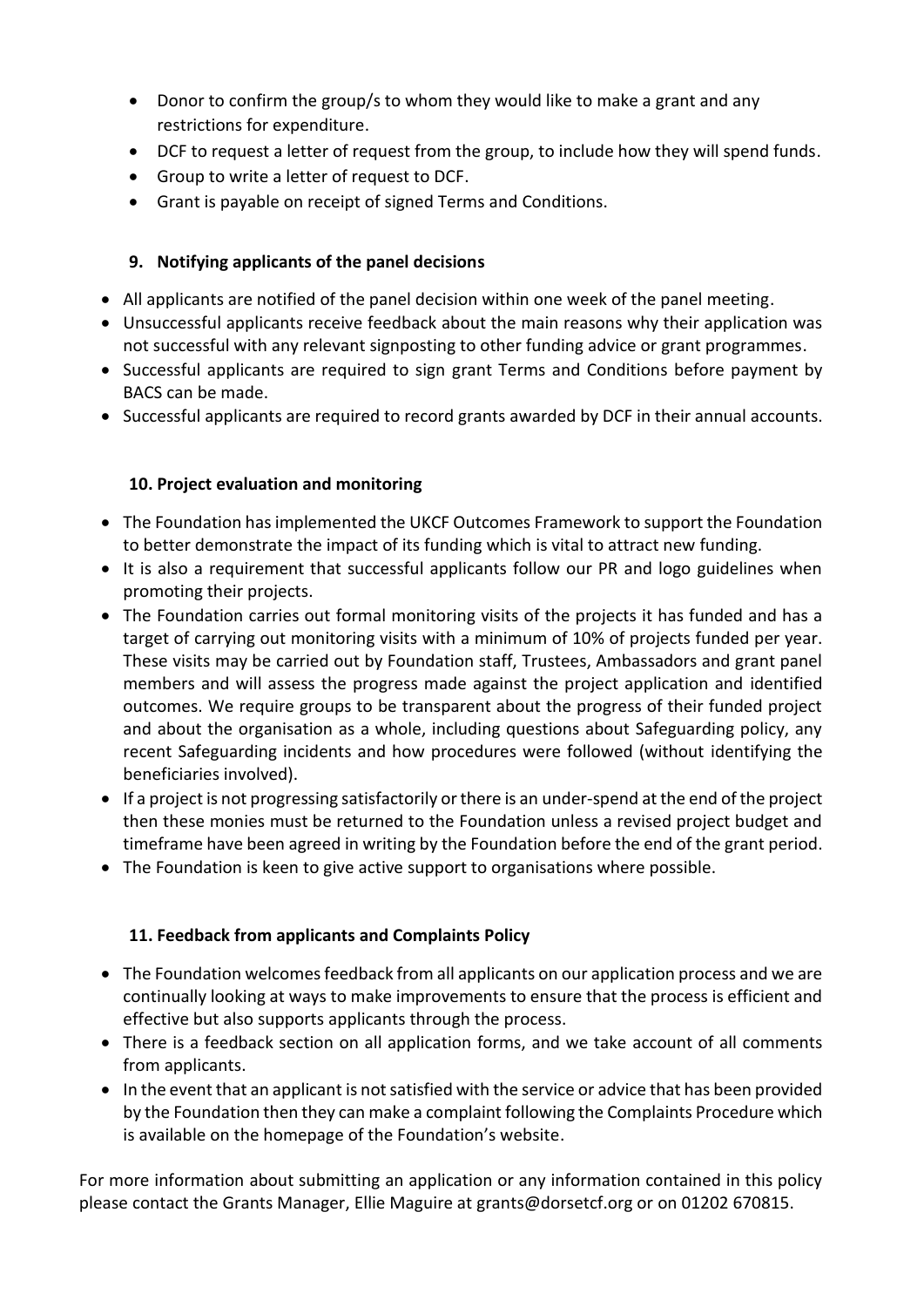- Donor to confirm the group/s to whom they would like to make a grant and any restrictions for expenditure.
- DCF to request a letter of request from the group, to include how they will spend funds.
- Group to write a letter of request to DCF.
- Grant is payable on receipt of signed Terms and Conditions.

### 9. Notifying applicants of the panel decisions

- All applicants are notified of the panel decision within one week of the panel meeting.
- Unsuccessful applicants receive feedback about the main reasons why their application was not successful with any relevant signposting to other funding advice or grant programmes.
- Successful applicants are required to sign grant Terms and Conditions before payment by BACS can be made.
- Successful applicants are required to record grants awarded by DCF in their annual accounts.

### 10. Project evaluation and monitoring

- The Foundation has implemented the UKCF Outcomes Framework to support the Foundation to better demonstrate the impact of its funding which is vital to attract new funding.
- It is also a requirement that successful applicants follow our PR and logo guidelines when promoting their projects.
- The Foundation carries out formal monitoring visits of the projects it has funded and has a target of carrying out monitoring visits with a minimum of 10% of projects funded per year. These visits may be carried out by Foundation staff, Trustees, Ambassadors and grant panel members and will assess the progress made against the project application and identified outcomes. We require groups to be transparent about the progress of their funded project and about the organisation as a whole, including questions about Safeguarding policy, any recent Safeguarding incidents and how procedures were followed (without identifying the beneficiaries involved).
- If a project is not progressing satisfactorily or there is an under-spend at the end of the project then these monies must be returned to the Foundation unless a revised project budget and timeframe have been agreed in writing by the Foundation before the end of the grant period.
- The Foundation is keen to give active support to organisations where possible.

### 11. Feedback from applicants and Complaints Policy

- The Foundation welcomes feedback from all applicants on our application process and we are continually looking at ways to make improvements to ensure that the process is efficient and effective but also supports applicants through the process.
- There is a feedback section on all application forms, and we take account of all comments from applicants.
- In the event that an applicant is not satisfied with the service or advice that has been provided by the Foundation then they can make a complaint following the Complaints Procedure which is available on the homepage of the Foundation's website.

For more information about submitting an application or any information contained in this policy please contact the Grants Manager, Ellie Maguire at grants@dorsetcf.org or on 01202 670815.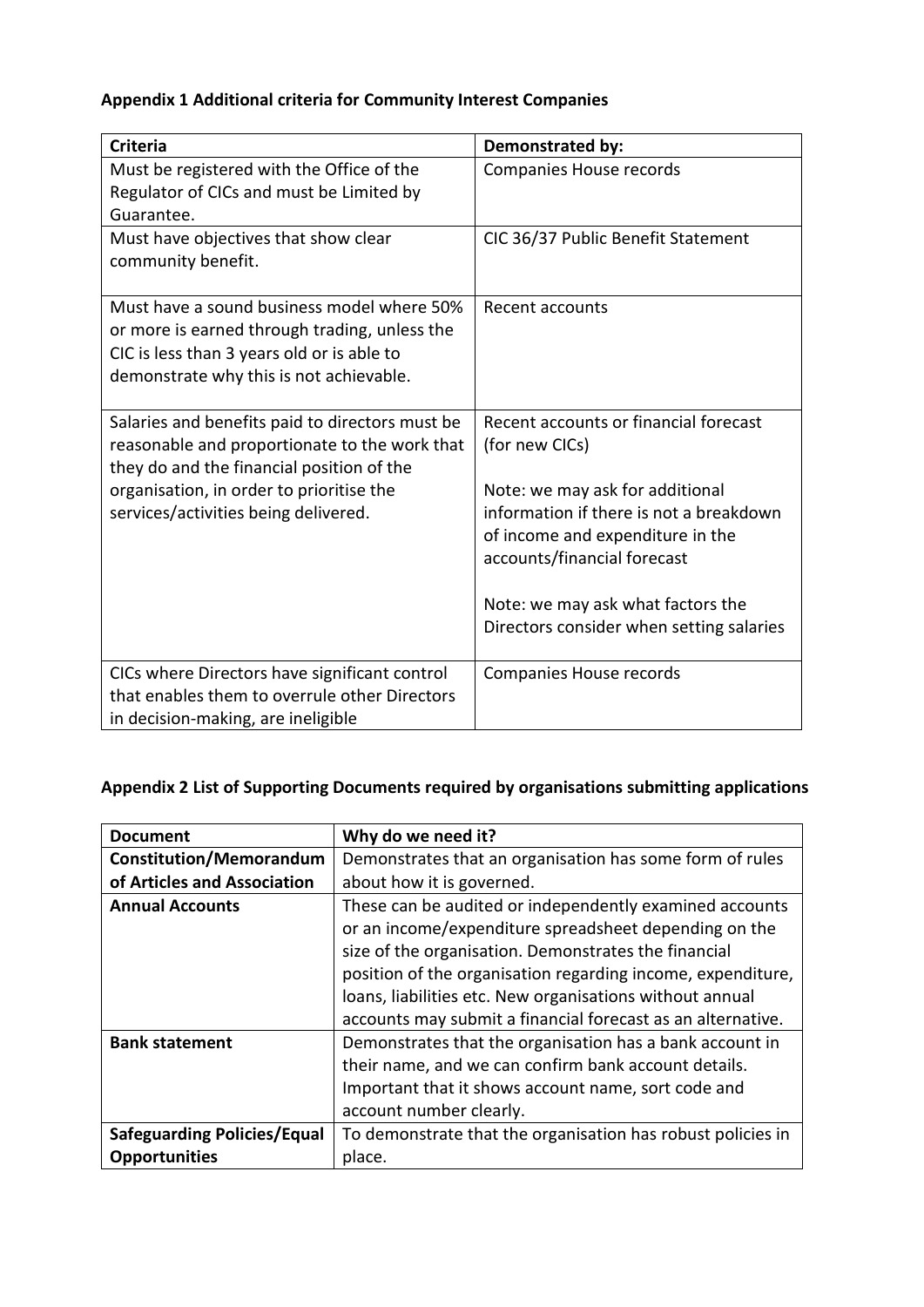**Appendix 1 Additional criteria for Community Interest Companies**

| Criteria | Demonstrated by: |
|---|---|
| Must be registered with the Office of the Regulator of CICs and must be Limited by Guarantee. | Companies House records |
| Must have objectives that show clear community benefit. | CIC 36/37 Public Benefit Statement |
| Must have a sound business model where 50% or more is earned through trading, unless the CIC is less than 3 years old or is able to demonstrate why this is not achievable. | Recent accounts |
| Salaries and benefits paid to directors must be reasonable and proportionate to the work that they do and the financial position of the organisation, in order to prioritise the services/activities being delivered. | Recent accounts or financial forecast (for new CICs)<br><br>Note: we may ask for additional information if there is not a breakdown of income and expenditure in the accounts/financial forecast<br><br>Note: we may ask what factors the Directors consider when setting salaries |
| CICs where Directors have significant control that enables them to overrule other Directors in decision-making, are ineligible | Companies House records |

**Appendix 2 List of Supporting Documents required by organisations submitting applications**

| Document | Why do we need it? |
|---|---|
| **Constitution/Memorandum of Articles and Association** | Demonstrates that an organisation has some form of rules about how it is governed. |
| **Annual Accounts** | These can be audited or independently examined accounts or an income/expenditure spreadsheet depending on the size of the organisation. Demonstrates the financial position of the organisation regarding income, expenditure, loans, liabilities etc. New organisations without annual accounts may submit a financial forecast as an alternative. |
| **Bank statement** | Demonstrates that the organisation has a bank account in their name, and we can confirm bank account details. Important that it shows account name, sort code and account number clearly. |
| **Safeguarding Policies/Equal Opportunities** | To demonstrate that the organisation has robust policies in place. |